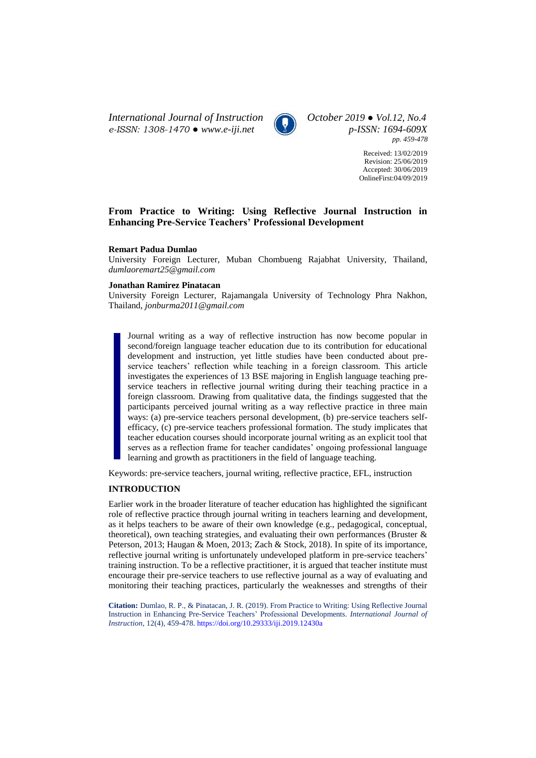# From Practice to Writing: Using Reflective Journal Instruction in Enhancing Pre-Service Teachers' Professional Development

Received: 13/02/2019
Revision: 25/06/2019
Accepted: 30/06/2019
OnlineFirst:04/09/2019

**Remart Padua Dumlao**

University Foreign Lecturer, Muban Chombueng Rajabhat University, Thailand, *dumlaoremart25@gmail.com*

**Jonathan Ramirez Pinatacan**

University Foreign Lecturer, Rajamangala University of Technology Phra Nakhon, Thailand, *jonburma2011@gmail.com*

> Journal writing as a way of reflective instruction has now become popular in second/foreign language teacher education due to its contribution for educational development and instruction, yet little studies have been conducted about pre-service teachers' reflection while teaching in a foreign classroom. This article investigates the experiences of 13 BSE majoring in English language teaching pre-service teachers in reflective journal writing during their teaching practice in a foreign classroom. Drawing from qualitative data, the findings suggested that the participants perceived journal writing as a way reflective practice in three main ways: (a) pre-service teachers personal development, (b) pre-service teachers self-efficacy, (c) pre-service teachers professional formation. The study implicates that teacher education courses should incorporate journal writing as an explicit tool that serves as a reflection frame for teacher candidates' ongoing professional language learning and growth as practitioners in the field of language teaching.

Keywords: pre-service teachers, journal writing, reflective practice, EFL, instruction

## INTRODUCTION

Earlier work in the broader literature of teacher education has highlighted the significant role of reflective practice through journal writing in teachers learning and development, as it helps teachers to be aware of their own knowledge (e.g., pedagogical, conceptual, theoretical), own teaching strategies, and evaluating their own performances (Bruster & Peterson, 2013; Haugan & Moen, 2013; Zach & Stock, 2018). In spite of its importance, reflective journal writing is unfortunately undeveloped platform in pre-service teachers' training instruction. To be a reflective practitioner, it is argued that teacher institute must encourage their pre-service teachers to use reflective journal as a way of evaluating and monitoring their teaching practices, particularly the weaknesses and strengths of their

**Citation:** Dumlao, R. P., & Pinatacan, J. R. (2019). From Practice to Writing: Using Reflective Journal Instruction in Enhancing Pre-Service Teachers' Professional Developments. *International Journal of Instruction*, 12(4), 459-478. https://doi.org/10.29333/iji.2019.12430a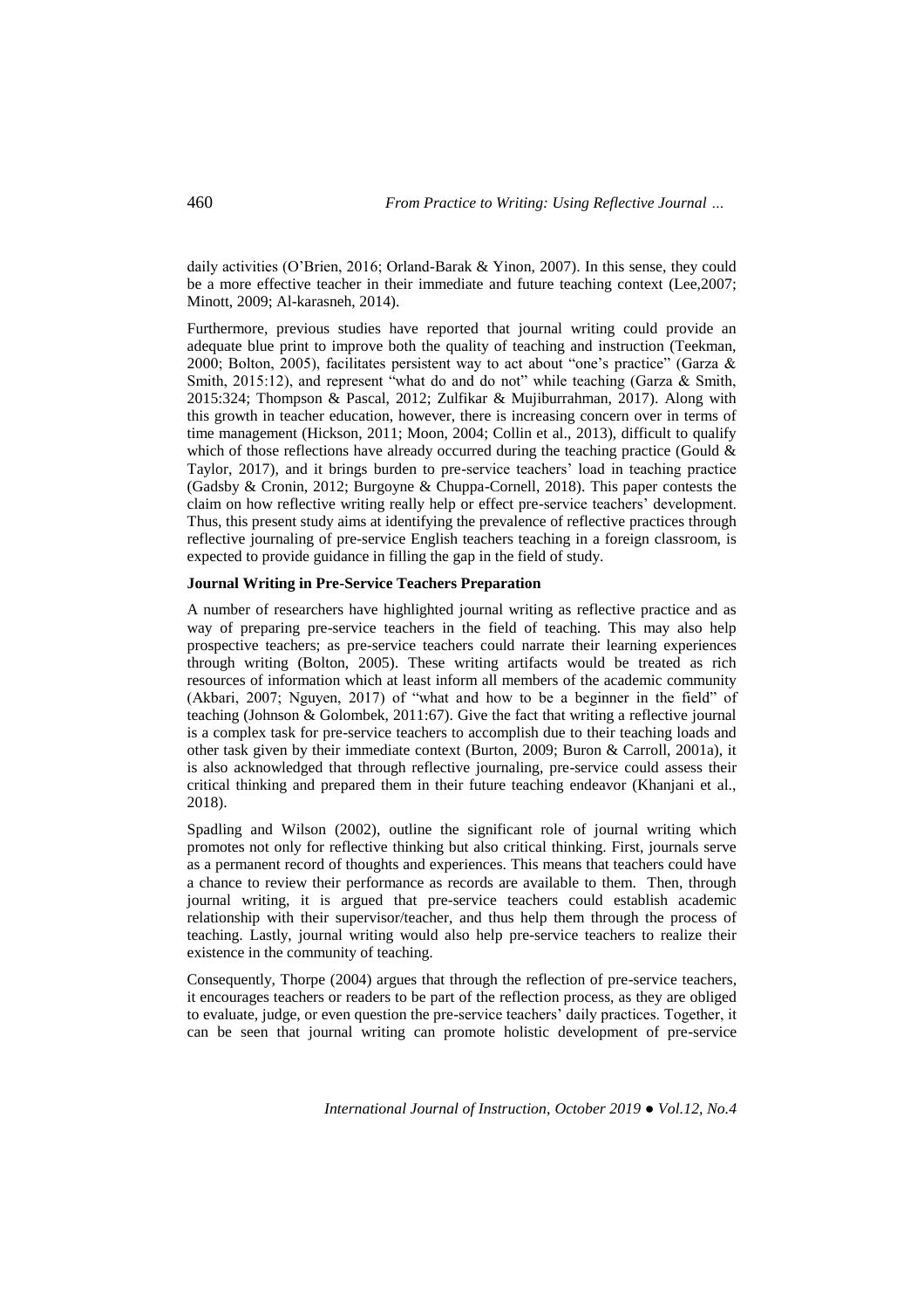daily activities (O'Brien, 2016; Orland-Barak & Yinon, 2007). In this sense, they could be a more effective teacher in their immediate and future teaching context (Lee,2007; Minott, 2009; Al-karasneh, 2014).

Furthermore, previous studies have reported that journal writing could provide an adequate blue print to improve both the quality of teaching and instruction (Teekman, 2000; Bolton, 2005), facilitates persistent way to act about "one's practice" (Garza & Smith, 2015:12), and represent "what do and do not" while teaching (Garza & Smith, 2015:324; Thompson & Pascal, 2012; Zulfikar & Mujiburrahman, 2017). Along with this growth in teacher education, however, there is increasing concern over in terms of time management (Hickson, 2011; Moon, 2004; Collin et al., 2013), difficult to qualify which of those reflections have already occurred during the teaching practice (Gould & Taylor, 2017), and it brings burden to pre-service teachers' load in teaching practice (Gadsby & Cronin, 2012; Burgoyne & Chuppa-Cornell, 2018). This paper contests the claim on how reflective writing really help or effect pre-service teachers' development. Thus, this present study aims at identifying the prevalence of reflective practices through reflective journaling of pre-service English teachers teaching in a foreign classroom, is expected to provide guidance in filling the gap in the field of study.

### Journal Writing in Pre-Service Teachers Preparation

A number of researchers have highlighted journal writing as reflective practice and as way of preparing pre-service teachers in the field of teaching. This may also help prospective teachers; as pre-service teachers could narrate their learning experiences through writing (Bolton, 2005). These writing artifacts would be treated as rich resources of information which at least inform all members of the academic community (Akbari, 2007; Nguyen, 2017) of "what and how to be a beginner in the field" of teaching (Johnson & Golombek, 2011:67). Give the fact that writing a reflective journal is a complex task for pre-service teachers to accomplish due to their teaching loads and other task given by their immediate context (Burton, 2009; Buron & Carroll, 2001a), it is also acknowledged that through reflective journaling, pre-service could assess their critical thinking and prepared them in their future teaching endeavor (Khanjani et al., 2018).

Spadling and Wilson (2002), outline the significant role of journal writing which promotes not only for reflective thinking but also critical thinking. First, journals serve as a permanent record of thoughts and experiences. This means that teachers could have a chance to review their performance as records are available to them. Then, through journal writing, it is argued that pre-service teachers could establish academic relationship with their supervisor/teacher, and thus help them through the process of teaching. Lastly, journal writing would also help pre-service teachers to realize their existence in the community of teaching.

Consequently, Thorpe (2004) argues that through the reflection of pre-service teachers, it encourages teachers or readers to be part of the reflection process, as they are obliged to evaluate, judge, or even question the pre-service teachers' daily practices. Together, it can be seen that journal writing can promote holistic development of pre-service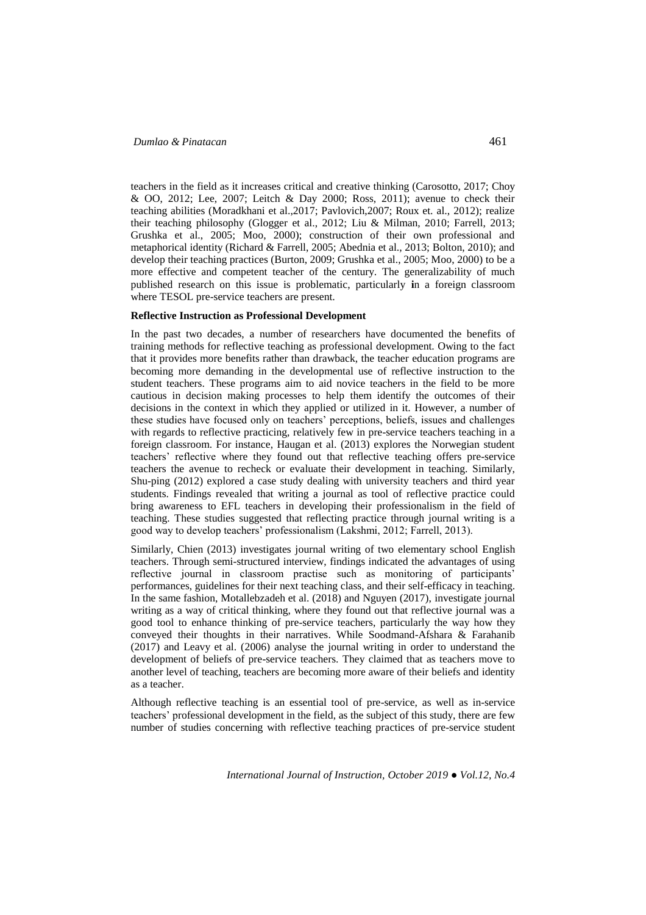teachers in the field as it increases critical and creative thinking (Carosotto, 2017; Choy & OO, 2012; Lee, 2007; Leitch & Day 2000; Ross, 2011); avenue to check their teaching abilities (Moradkhani et al.,2017; Pavlovich,2007; Roux et. al., 2012); realize their teaching philosophy (Glogger et al., 2012; Liu & Milman, 2010; Farrell, 2013; Grushka et al., 2005; Moo, 2000); construction of their own professional and metaphorical identity (Richard & Farrell, 2005; Abednia et al., 2013; Bolton, 2010); and develop their teaching practices (Burton, 2009; Grushka et al., 2005; Moo, 2000) to be a more effective and competent teacher of the century. The generalizability of much published research on this issue is problematic, particularly in a foreign classroom where TESOL pre-service teachers are present.

**Reflective Instruction as Professional Development**

In the past two decades, a number of researchers have documented the benefits of training methods for reflective teaching as professional development. Owing to the fact that it provides more benefits rather than drawback, the teacher education programs are becoming more demanding in the developmental use of reflective instruction to the student teachers. These programs aim to aid novice teachers in the field to be more cautious in decision making processes to help them identify the outcomes of their decisions in the context in which they applied or utilized in it. However, a number of these studies have focused only on teachers' perceptions, beliefs, issues and challenges with regards to reflective practicing, relatively few in pre-service teachers teaching in a foreign classroom. For instance, Haugan et al. (2013) explores the Norwegian student teachers' reflective where they found out that reflective teaching offers pre-service teachers the avenue to recheck or evaluate their development in teaching. Similarly, Shu-ping (2012) explored a case study dealing with university teachers and third year students. Findings revealed that writing a journal as tool of reflective practice could bring awareness to EFL teachers in developing their professionalism in the field of teaching. These studies suggested that reflecting practice through journal writing is a good way to develop teachers' professionalism (Lakshmi, 2012; Farrell, 2013).

Similarly, Chien (2013) investigates journal writing of two elementary school English teachers. Through semi-structured interview, findings indicated the advantages of using reflective journal in classroom practise such as monitoring of participants' performances, guidelines for their next teaching class, and their self-efficacy in teaching. In the same fashion, Motallebzadeh et al. (2018) and Nguyen (2017), investigate journal writing as a way of critical thinking, where they found out that reflective journal was a good tool to enhance thinking of pre-service teachers, particularly the way how they conveyed their thoughts in their narratives. While Soodmand-Afshara & Farahanib (2017) and Leavy et al. (2006) analyse the journal writing in order to understand the development of beliefs of pre-service teachers. They claimed that as teachers move to another level of teaching, teachers are becoming more aware of their beliefs and identity as a teacher.

Although reflective teaching is an essential tool of pre-service, as well as in-service teachers' professional development in the field, as the subject of this study, there are few number of studies concerning with reflective teaching practices of pre-service student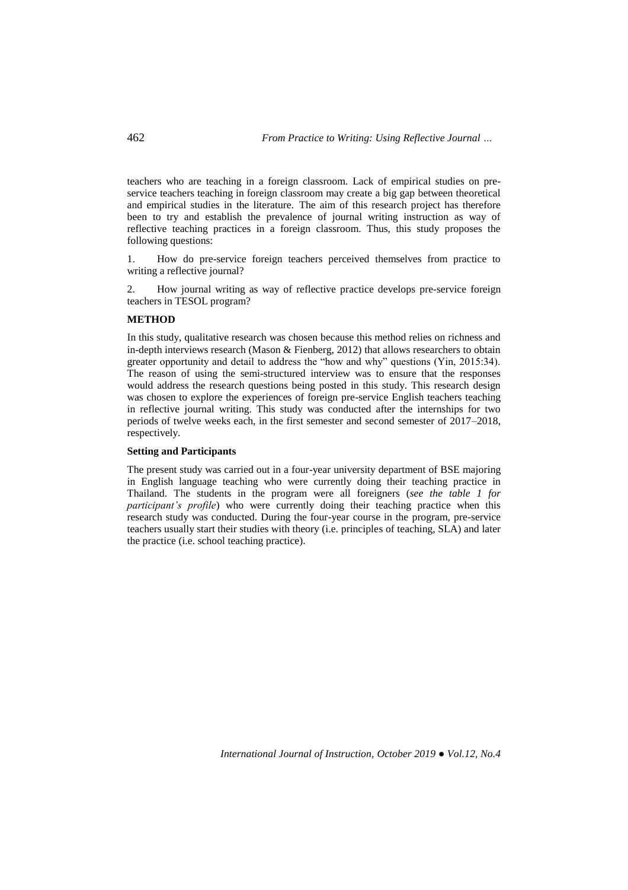teachers who are teaching in a foreign classroom. Lack of empirical studies on pre-service teachers teaching in foreign classroom may create a big gap between theoretical and empirical studies in the literature. The aim of this research project has therefore been to try and establish the prevalence of journal writing instruction as way of reflective teaching practices in a foreign classroom. Thus, this study proposes the following questions:

1. How do pre-service foreign teachers perceived themselves from practice to writing a reflective journal?

2. How journal writing as way of reflective practice develops pre-service foreign teachers in TESOL program?

**METHOD**

In this study, qualitative research was chosen because this method relies on richness and in-depth interviews research (Mason & Fienberg, 2012) that allows researchers to obtain greater opportunity and detail to address the "how and why" questions (Yin, 2015:34). The reason of using the semi-structured interview was to ensure that the responses would address the research questions being posted in this study. This research design was chosen to explore the experiences of foreign pre-service English teachers teaching in reflective journal writing. This study was conducted after the internships for two periods of twelve weeks each, in the first semester and second semester of 2017–2018, respectively.

**Setting and Participants**

The present study was carried out in a four-year university department of BSE majoring in English language teaching who were currently doing their teaching practice in Thailand. The students in the program were all foreigners (*see the table 1 for participant's profile*) who were currently doing their teaching practice when this research study was conducted. During the four-year course in the program, pre-service teachers usually start their studies with theory (i.e. principles of teaching, SLA) and later the practice (i.e. school teaching practice).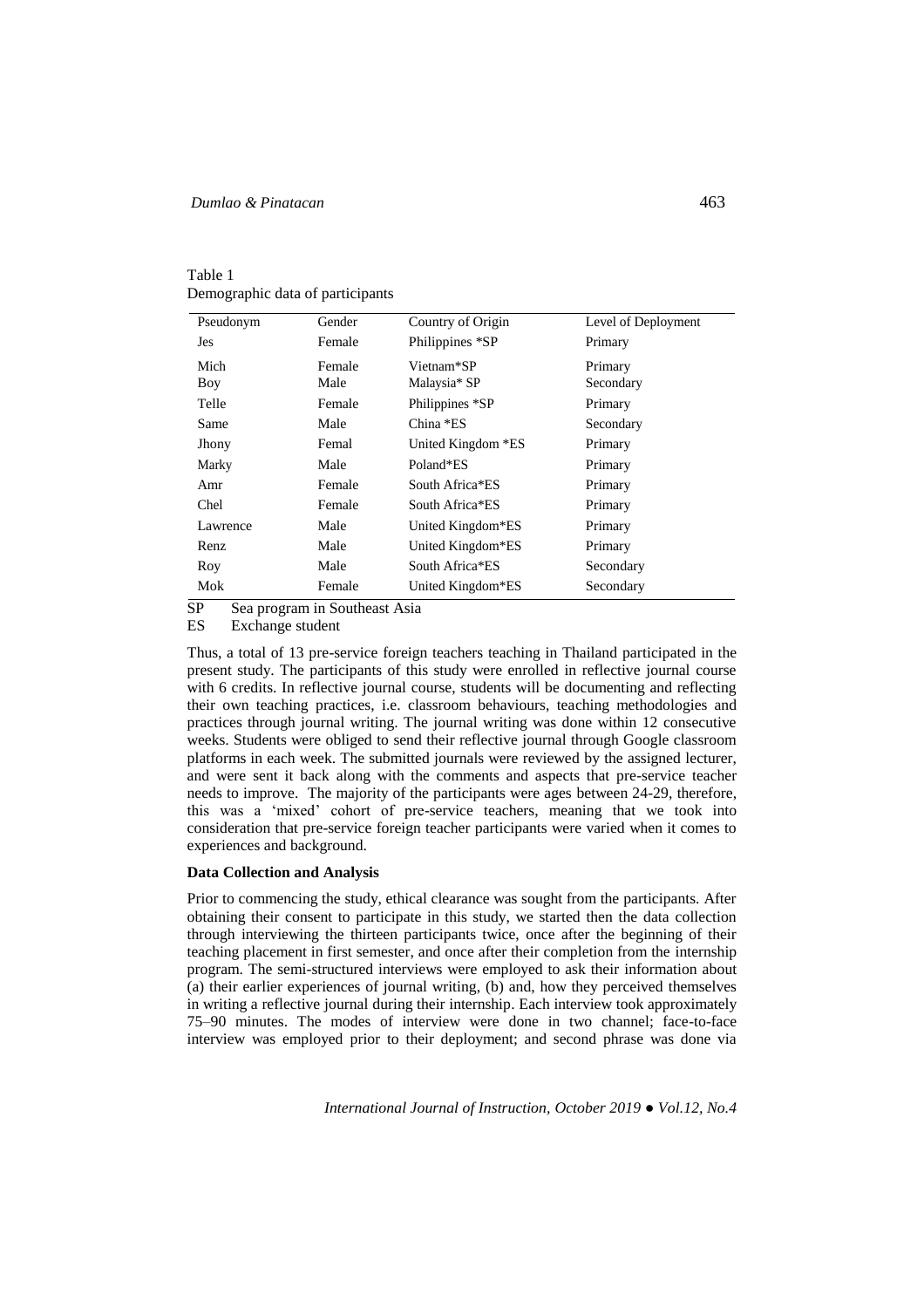Table 1
Demographic data of participants

| Pseudonym | Gender | Country of Origin | Level of Deployment |
|---|---|---|---|
| Jes | Female | Philippines *SP | Primary |
| Mich | Female | Vietnam*SP | Primary |
| Boy | Male | Malaysia* SP | Secondary |
| Telle | Female | Philippines *SP | Primary |
| Same | Male | China *ES | Secondary |
| Jhony | Femal | United Kingdom *ES | Primary |
| Marky | Male | Poland*ES | Primary |
| Amr | Female | South Africa*ES | Primary |
| Chel | Female | South Africa*ES | Primary |
| Lawrence | Male | United Kingdom*ES | Primary |
| Renz | Male | United Kingdom*ES | Primary |
| Roy | Male | South Africa*ES | Secondary |
| Mok | Female | United Kingdom*ES | Secondary |

SP Sea program in Southeast Asia
ES Exchange student

Thus, a total of 13 pre-service foreign teachers teaching in Thailand participated in the present study. The participants of this study were enrolled in reflective journal course with 6 credits. In reflective journal course, students will be documenting and reflecting their own teaching practices, i.e. classroom behaviours, teaching methodologies and practices through journal writing. The journal writing was done within 12 consecutive weeks. Students were obliged to send their reflective journal through Google classroom platforms in each week. The submitted journals were reviewed by the assigned lecturer, and were sent it back along with the comments and aspects that pre-service teacher needs to improve. The majority of the participants were ages between 24-29, therefore, this was a 'mixed' cohort of pre-service teachers, meaning that we took into consideration that pre-service foreign teacher participants were varied when it comes to experiences and background.

**Data Collection and Analysis**

Prior to commencing the study, ethical clearance was sought from the participants. After obtaining their consent to participate in this study, we started then the data collection through interviewing the thirteen participants twice, once after the beginning of their teaching placement in first semester, and once after their completion from the internship program. The semi-structured interviews were employed to ask their information about (a) their earlier experiences of journal writing, (b) and, how they perceived themselves in writing a reflective journal during their internship. Each interview took approximately 75–90 minutes. The modes of interview were done in two channel; face-to-face interview was employed prior to their deployment; and second phrase was done via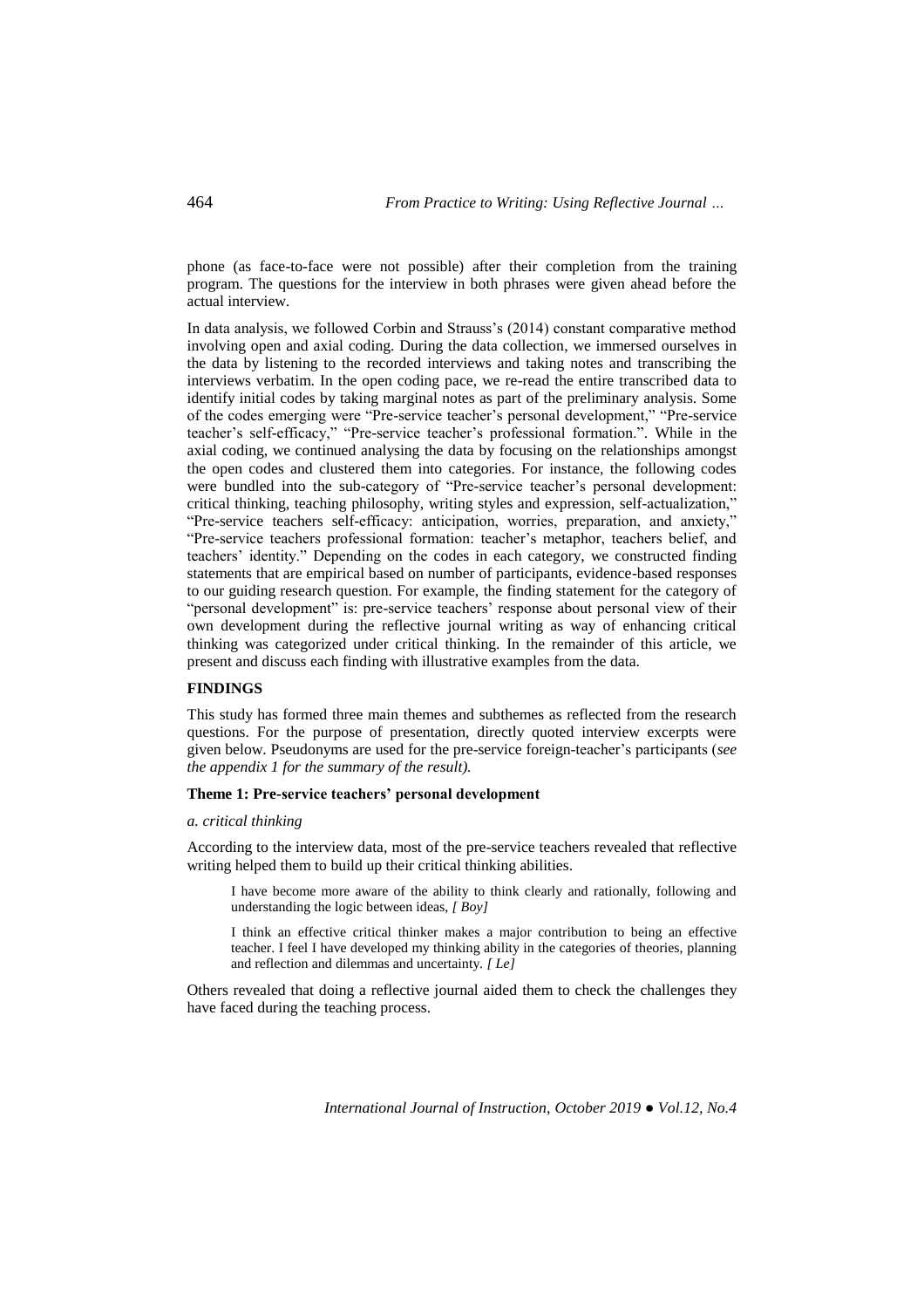phone (as face-to-face were not possible) after their completion from the training program. The questions for the interview in both phrases were given ahead before the actual interview.

In data analysis, we followed Corbin and Strauss's (2014) constant comparative method involving open and axial coding. During the data collection, we immersed ourselves in the data by listening to the recorded interviews and taking notes and transcribing the interviews verbatim. In the open coding pace, we re-read the entire transcribed data to identify initial codes by taking marginal notes as part of the preliminary analysis. Some of the codes emerging were "Pre-service teacher's personal development," "Pre-service teacher's self-efficacy," "Pre-service teacher's professional formation.". While in the axial coding, we continued analysing the data by focusing on the relationships amongst the open codes and clustered them into categories. For instance, the following codes were bundled into the sub-category of "Pre-service teacher's personal development: critical thinking, teaching philosophy, writing styles and expression, self-actualization," "Pre-service teachers self-efficacy: anticipation, worries, preparation, and anxiety," "Pre-service teachers professional formation: teacher's metaphor, teachers belief, and teachers' identity." Depending on the codes in each category, we constructed finding statements that are empirical based on number of participants, evidence-based responses to our guiding research question. For example, the finding statement for the category of "personal development" is: pre-service teachers' response about personal view of their own development during the reflective journal writing as way of enhancing critical thinking was categorized under critical thinking. In the remainder of this article, we present and discuss each finding with illustrative examples from the data.

## FINDINGS

This study has formed three main themes and subthemes as reflected from the research questions. For the purpose of presentation, directly quoted interview excerpts were given below. Pseudonyms are used for the pre-service foreign-teacher's participants (*see the appendix 1 for the summary of the result).*

### Theme 1: Pre-service teachers' personal development

*a. critical thinking*

According to the interview data, most of the pre-service teachers revealed that reflective writing helped them to build up their critical thinking abilities.

> I have become more aware of the ability to think clearly and rationally, following and understanding the logic between ideas, *[ Boy]*

> I think an effective critical thinker makes a major contribution to being an effective teacher. I feel I have developed my thinking ability in the categories of theories, planning and reflection and dilemmas and uncertainty. *[ Le]*

Others revealed that doing a reflective journal aided them to check the challenges they have faced during the teaching process.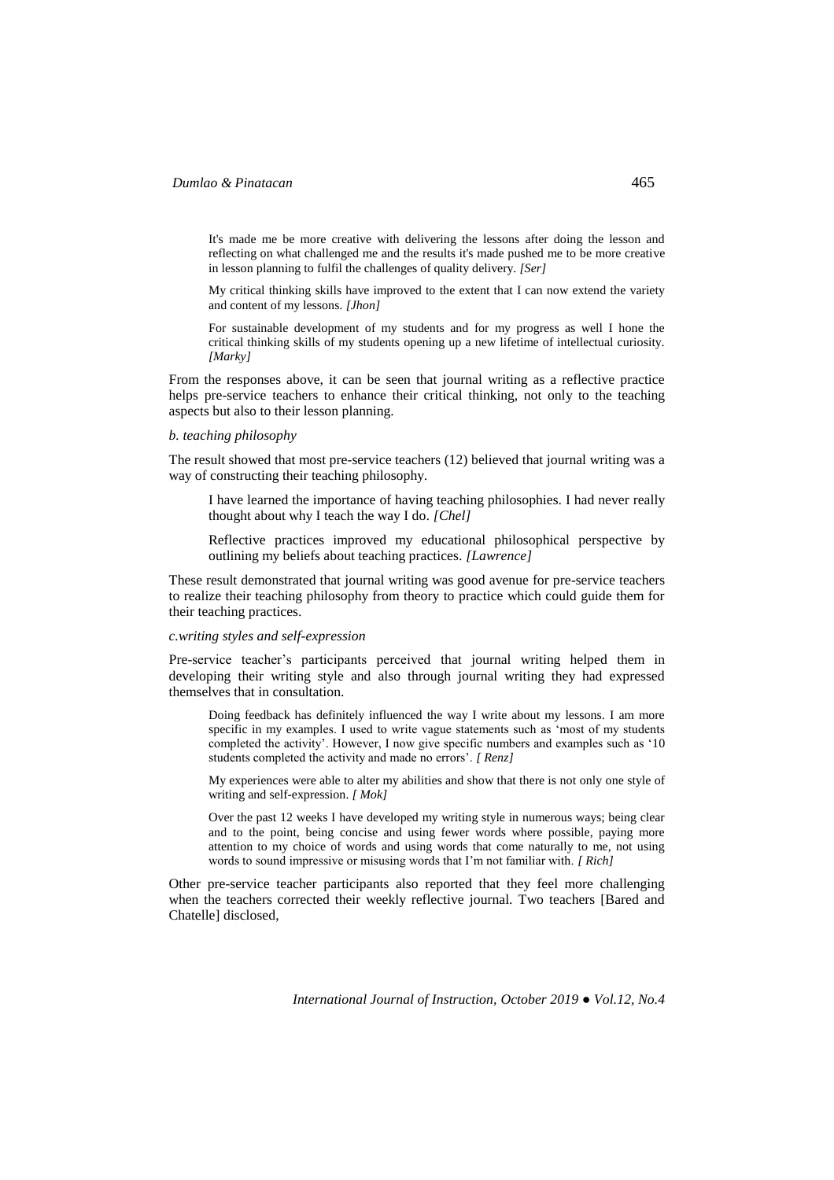> It's made me be more creative with delivering the lessons after doing the lesson and reflecting on what challenged me and the results it's made pushed me to be more creative in lesson planning to fulfil the challenges of quality delivery. *[Ser]*

> My critical thinking skills have improved to the extent that I can now extend the variety and content of my lessons. *[Jhon]*

> For sustainable development of my students and for my progress as well I hone the critical thinking skills of my students opening up a new lifetime of intellectual curiosity. *[Marky]*

From the responses above, it can be seen that journal writing as a reflective practice helps pre-service teachers to enhance their critical thinking, not only to the teaching aspects but also to their lesson planning.

*b. teaching philosophy*

The result showed that most pre-service teachers (12) believed that journal writing was a way of constructing their teaching philosophy.

> I have learned the importance of having teaching philosophies. I had never really thought about why I teach the way I do. *[Chel]*

> Reflective practices improved my educational philosophical perspective by outlining my beliefs about teaching practices. *[Lawrence]*

These result demonstrated that journal writing was good avenue for pre-service teachers to realize their teaching philosophy from theory to practice which could guide them for their teaching practices.

*c.writing styles and self-expression*

Pre-service teacher's participants perceived that journal writing helped them in developing their writing style and also through journal writing they had expressed themselves that in consultation.

> Doing feedback has definitely influenced the way I write about my lessons. I am more specific in my examples. I used to write vague statements such as 'most of my students completed the activity'. However, I now give specific numbers and examples such as '10 students completed the activity and made no errors'. *[ Renz]*

> My experiences were able to alter my abilities and show that there is not only one style of writing and self-expression. *[ Mok]*

> Over the past 12 weeks I have developed my writing style in numerous ways; being clear and to the point, being concise and using fewer words where possible, paying more attention to my choice of words and using words that come naturally to me, not using words to sound impressive or misusing words that I'm not familiar with. *[ Rich]*

Other pre-service teacher participants also reported that they feel more challenging when the teachers corrected their weekly reflective journal. Two teachers [Bared and Chatelle] disclosed,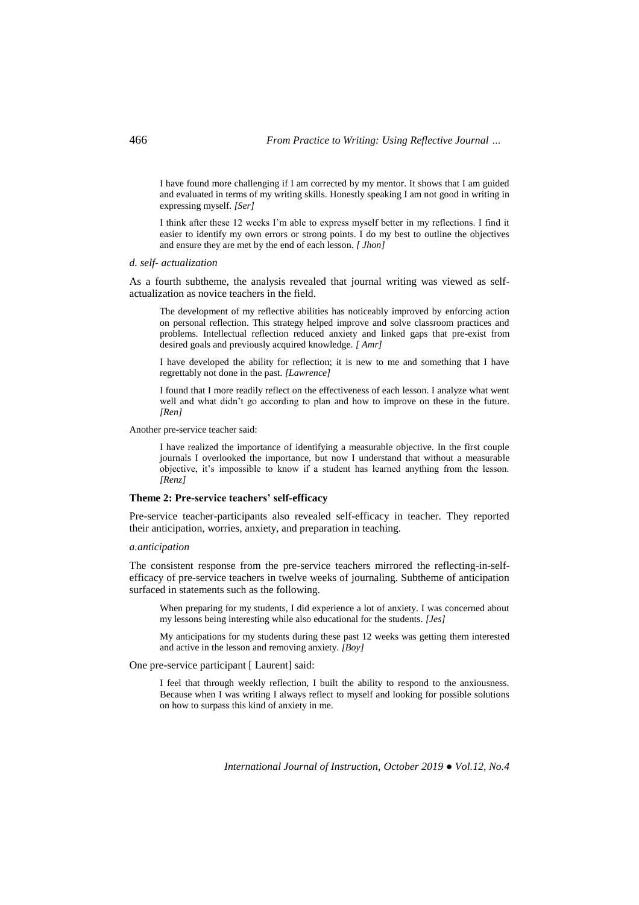> I have found more challenging if I am corrected by my mentor. It shows that I am guided and evaluated in terms of my writing skills. Honestly speaking I am not good in writing in expressing myself. *[Ser]*

> I think after these 12 weeks I'm able to express myself better in my reflections. I find it easier to identify my own errors or strong points. I do my best to outline the objectives and ensure they are met by the end of each lesson. *[ Jhon]*

*d. self- actualization*

As a fourth subtheme, the analysis revealed that journal writing was viewed as self-actualization as novice teachers in the field.

> The development of my reflective abilities has noticeably improved by enforcing action on personal reflection. This strategy helped improve and solve classroom practices and problems. Intellectual reflection reduced anxiety and linked gaps that pre-exist from desired goals and previously acquired knowledge. *[ Amr]*

> I have developed the ability for reflection; it is new to me and something that I have regrettably not done in the past. *[Lawrence]*

> I found that I more readily reflect on the effectiveness of each lesson. I analyze what went well and what didn't go according to plan and how to improve on these in the future. *[Ren]*

Another pre-service teacher said:

> I have realized the importance of identifying a measurable objective. In the first couple journals I overlooked the importance, but now I understand that without a measurable objective, it's impossible to know if a student has learned anything from the lesson. *[Renz]*

**Theme 2: Pre-service teachers' self-efficacy**

Pre-service teacher-participants also revealed self-efficacy in teacher. They reported their anticipation, worries, anxiety, and preparation in teaching.

*a.anticipation*

The consistent response from the pre-service teachers mirrored the reflecting-in-self-efficacy of pre-service teachers in twelve weeks of journaling. Subtheme of anticipation surfaced in statements such as the following.

> When preparing for my students, I did experience a lot of anxiety. I was concerned about my lessons being interesting while also educational for the students. *[Jes]*

> My anticipations for my students during these past 12 weeks was getting them interested and active in the lesson and removing anxiety. *[Boy]*

One pre-service participant [ Laurent] said:

> I feel that through weekly reflection, I built the ability to respond to the anxiousness. Because when I was writing I always reflect to myself and looking for possible solutions on how to surpass this kind of anxiety in me.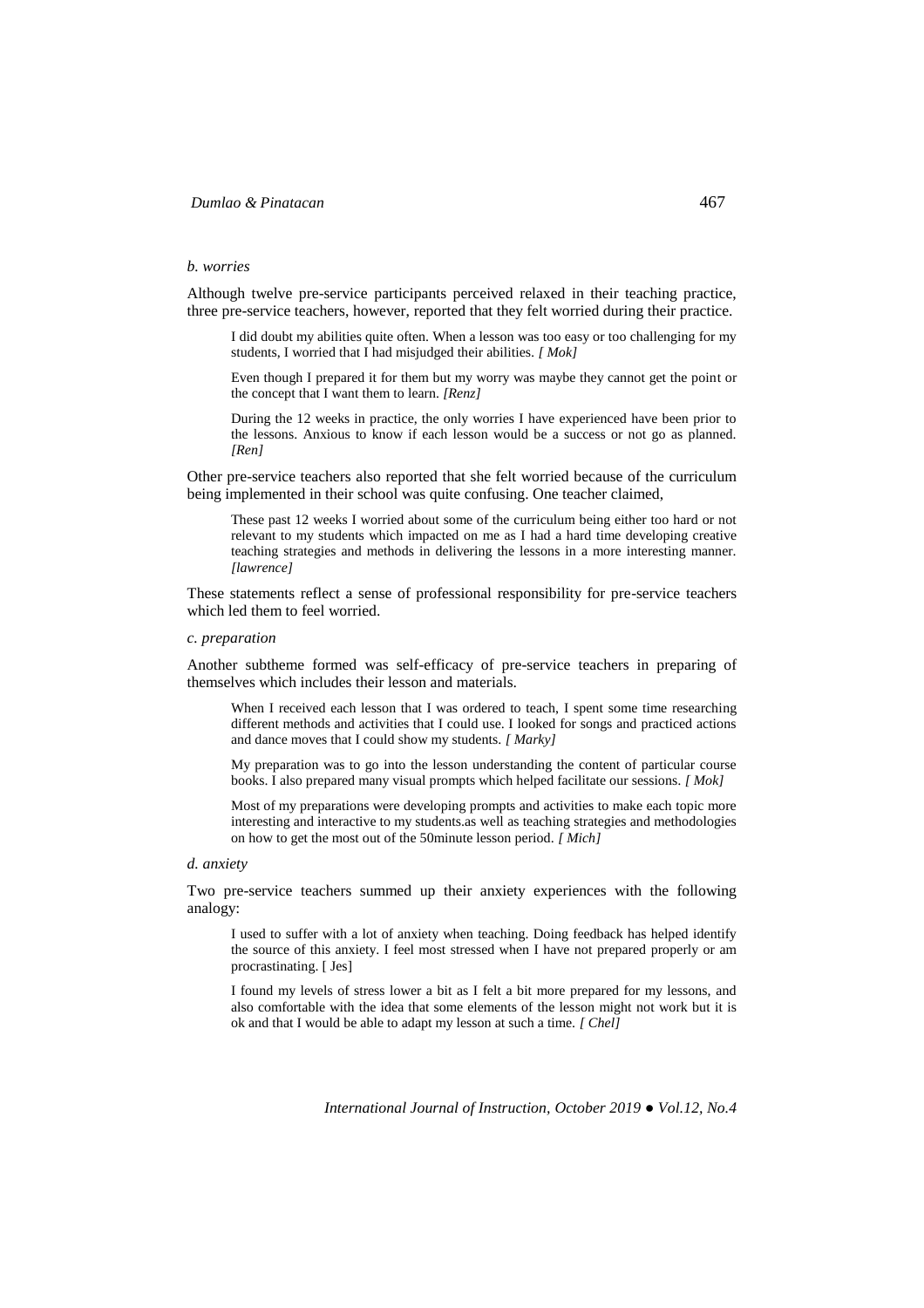*b. worries*

Although twelve pre-service participants perceived relaxed in their teaching practice, three pre-service teachers, however, reported that they felt worried during their practice.

> I did doubt my abilities quite often. When a lesson was too easy or too challenging for my students, I worried that I had misjudged their abilities. *[ Mok]*

> Even though I prepared it for them but my worry was maybe they cannot get the point or the concept that I want them to learn. *[Renz]*

> During the 12 weeks in practice, the only worries I have experienced have been prior to the lessons. Anxious to know if each lesson would be a success or not go as planned. *[Ren]*

Other pre-service teachers also reported that she felt worried because of the curriculum being implemented in their school was quite confusing. One teacher claimed,

> These past 12 weeks I worried about some of the curriculum being either too hard or not relevant to my students which impacted on me as I had a hard time developing creative teaching strategies and methods in delivering the lessons in a more interesting manner. *[lawrence]*

These statements reflect a sense of professional responsibility for pre-service teachers which led them to feel worried.

*c. preparation*

Another subtheme formed was self-efficacy of pre-service teachers in preparing of themselves which includes their lesson and materials.

> When I received each lesson that I was ordered to teach, I spent some time researching different methods and activities that I could use. I looked for songs and practiced actions and dance moves that I could show my students. *[ Marky]*

> My preparation was to go into the lesson understanding the content of particular course books. I also prepared many visual prompts which helped facilitate our sessions. *[ Mok]*

> Most of my preparations were developing prompts and activities to make each topic more interesting and interactive to my students.as well as teaching strategies and methodologies on how to get the most out of the 50minute lesson period. *[ Mich]*

*d. anxiety*

Two pre-service teachers summed up their anxiety experiences with the following analogy:

> I used to suffer with a lot of anxiety when teaching. Doing feedback has helped identify the source of this anxiety. I feel most stressed when I have not prepared properly or am procrastinating. [ Jes]

> I found my levels of stress lower a bit as I felt a bit more prepared for my lessons, and also comfortable with the idea that some elements of the lesson might not work but it is ok and that I would be able to adapt my lesson at such a time. *[ Chel]*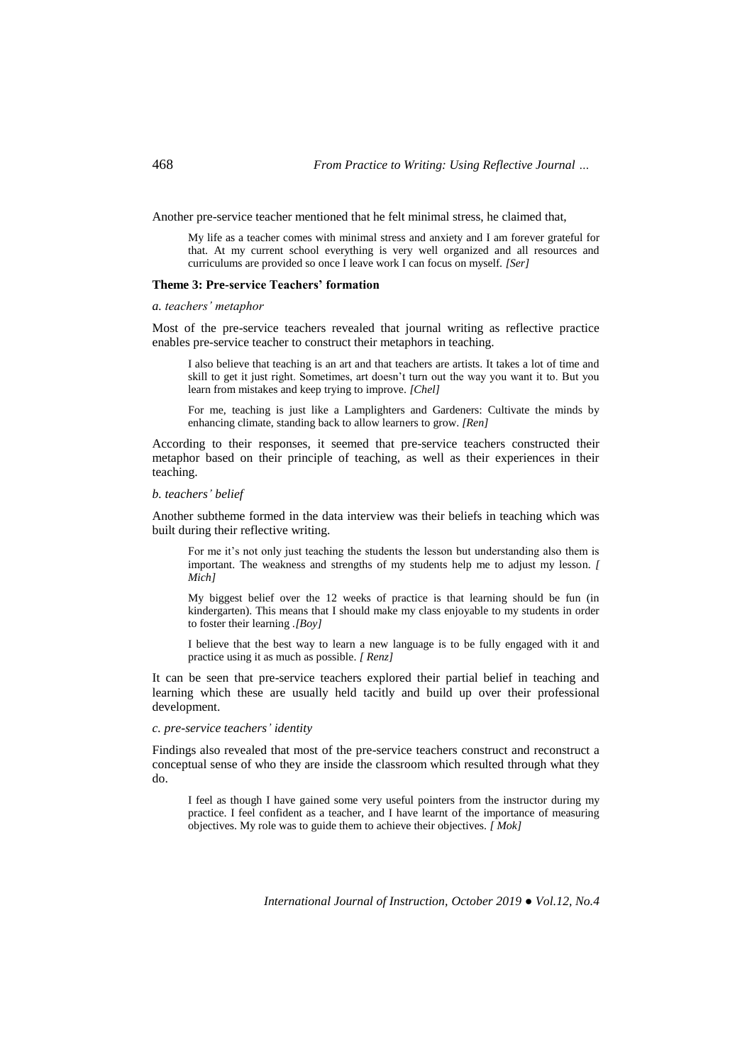Another pre-service teacher mentioned that he felt minimal stress, he claimed that,

> My life as a teacher comes with minimal stress and anxiety and I am forever grateful for that. At my current school everything is very well organized and all resources and curriculums are provided so once I leave work I can focus on myself. *[Ser]*

**Theme 3: Pre-service Teachers' formation**

*a. teachers' metaphor*

Most of the pre-service teachers revealed that journal writing as reflective practice enables pre-service teacher to construct their metaphors in teaching.

> I also believe that teaching is an art and that teachers are artists. It takes a lot of time and skill to get it just right. Sometimes, art doesn't turn out the way you want it to. But you learn from mistakes and keep trying to improve. *[Chel]*

> For me, teaching is just like a Lamplighters and Gardeners: Cultivate the minds by enhancing climate, standing back to allow learners to grow. *[Ren]*

According to their responses, it seemed that pre-service teachers constructed their metaphor based on their principle of teaching, as well as their experiences in their teaching.

*b. teachers' belief*

Another subtheme formed in the data interview was their beliefs in teaching which was built during their reflective writing.

> For me it's not only just teaching the students the lesson but understanding also them is important. The weakness and strengths of my students help me to adjust my lesson. *[ Mich]*

> My biggest belief over the 12 weeks of practice is that learning should be fun (in kindergarten). This means that I should make my class enjoyable to my students in order to foster their learning .*[Boy]*

> I believe that the best way to learn a new language is to be fully engaged with it and practice using it as much as possible. *[ Renz]*

It can be seen that pre-service teachers explored their partial belief in teaching and learning which these are usually held tacitly and build up over their professional development.

*c. pre-service teachers' identity*

Findings also revealed that most of the pre-service teachers construct and reconstruct a conceptual sense of who they are inside the classroom which resulted through what they do.

> I feel as though I have gained some very useful pointers from the instructor during my practice. I feel confident as a teacher, and I have learnt of the importance of measuring objectives. My role was to guide them to achieve their objectives. *[ Mok]*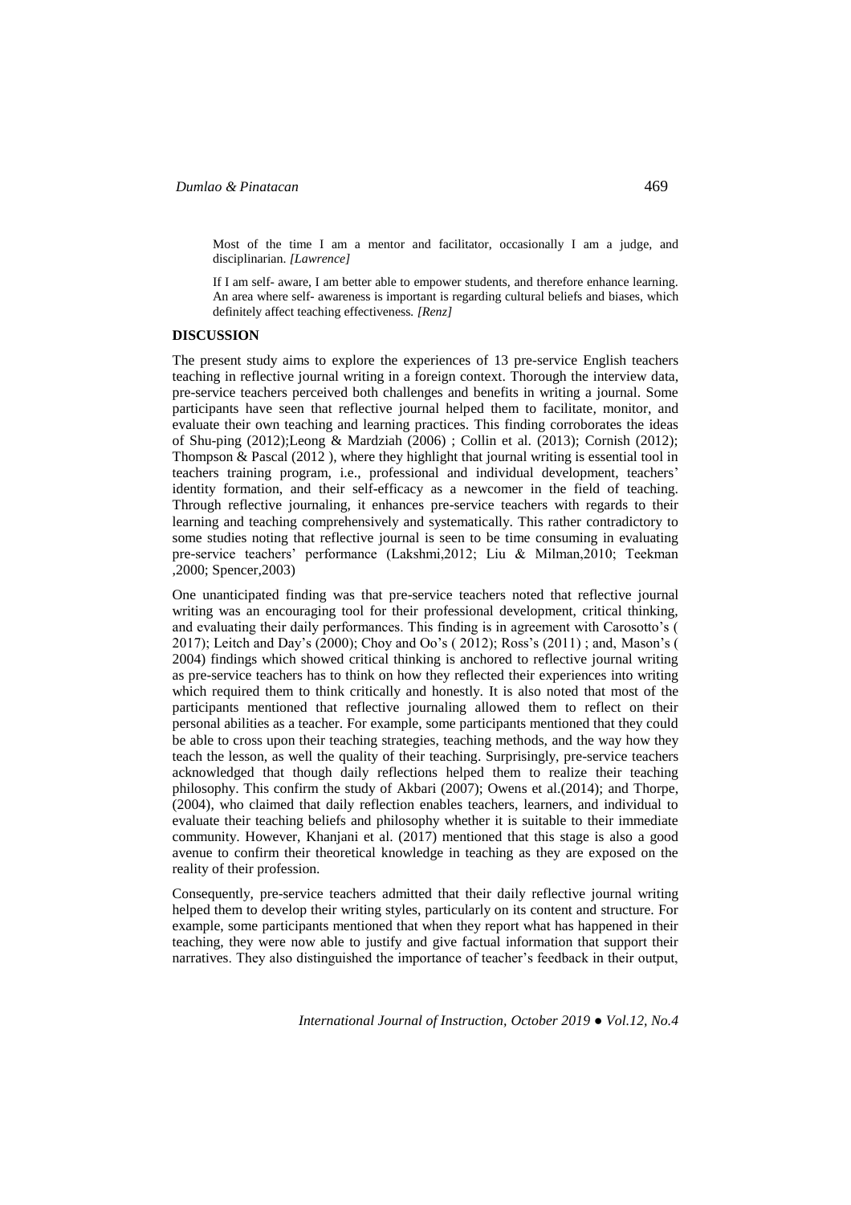> Most of the time I am a mentor and facilitator, occasionally I am a judge, and disciplinarian. *[Lawrence]*

> If I am self- aware, I am better able to empower students, and therefore enhance learning. An area where self- awareness is important is regarding cultural beliefs and biases, which definitely affect teaching effectiveness. *[Renz]*

## DISCUSSION

The present study aims to explore the experiences of 13 pre-service English teachers teaching in reflective journal writing in a foreign context. Thorough the interview data, pre-service teachers perceived both challenges and benefits in writing a journal. Some participants have seen that reflective journal helped them to facilitate, monitor, and evaluate their own teaching and learning practices. This finding corroborates the ideas of Shu-ping (2012);Leong & Mardziah (2006) ; Collin et al. (2013); Cornish (2012); Thompson & Pascal (2012 ), where they highlight that journal writing is essential tool in teachers training program, i.e., professional and individual development, teachers' identity formation, and their self-efficacy as a newcomer in the field of teaching. Through reflective journaling, it enhances pre-service teachers with regards to their learning and teaching comprehensively and systematically. This rather contradictory to some studies noting that reflective journal is seen to be time consuming in evaluating pre-service teachers' performance (Lakshmi,2012; Liu & Milman,2010; Teekman ,2000; Spencer,2003)

One unanticipated finding was that pre-service teachers noted that reflective journal writing was an encouraging tool for their professional development, critical thinking, and evaluating their daily performances. This finding is in agreement with Carosotto's ( 2017); Leitch and Day's (2000); Choy and Oo's ( 2012); Ross's (2011) ; and, Mason's ( 2004) findings which showed critical thinking is anchored to reflective journal writing as pre-service teachers has to think on how they reflected their experiences into writing which required them to think critically and honestly. It is also noted that most of the participants mentioned that reflective journaling allowed them to reflect on their personal abilities as a teacher. For example, some participants mentioned that they could be able to cross upon their teaching strategies, teaching methods, and the way how they teach the lesson, as well the quality of their teaching. Surprisingly, pre-service teachers acknowledged that though daily reflections helped them to realize their teaching philosophy. This confirm the study of Akbari (2007); Owens et al.(2014); and Thorpe, (2004), who claimed that daily reflection enables teachers, learners, and individual to evaluate their teaching beliefs and philosophy whether it is suitable to their immediate community. However, Khanjani et al. (2017) mentioned that this stage is also a good avenue to confirm their theoretical knowledge in teaching as they are exposed on the reality of their profession.

Consequently, pre-service teachers admitted that their daily reflective journal writing helped them to develop their writing styles, particularly on its content and structure. For example, some participants mentioned that when they report what has happened in their teaching, they were now able to justify and give factual information that support their narratives. They also distinguished the importance of teacher's feedback in their output,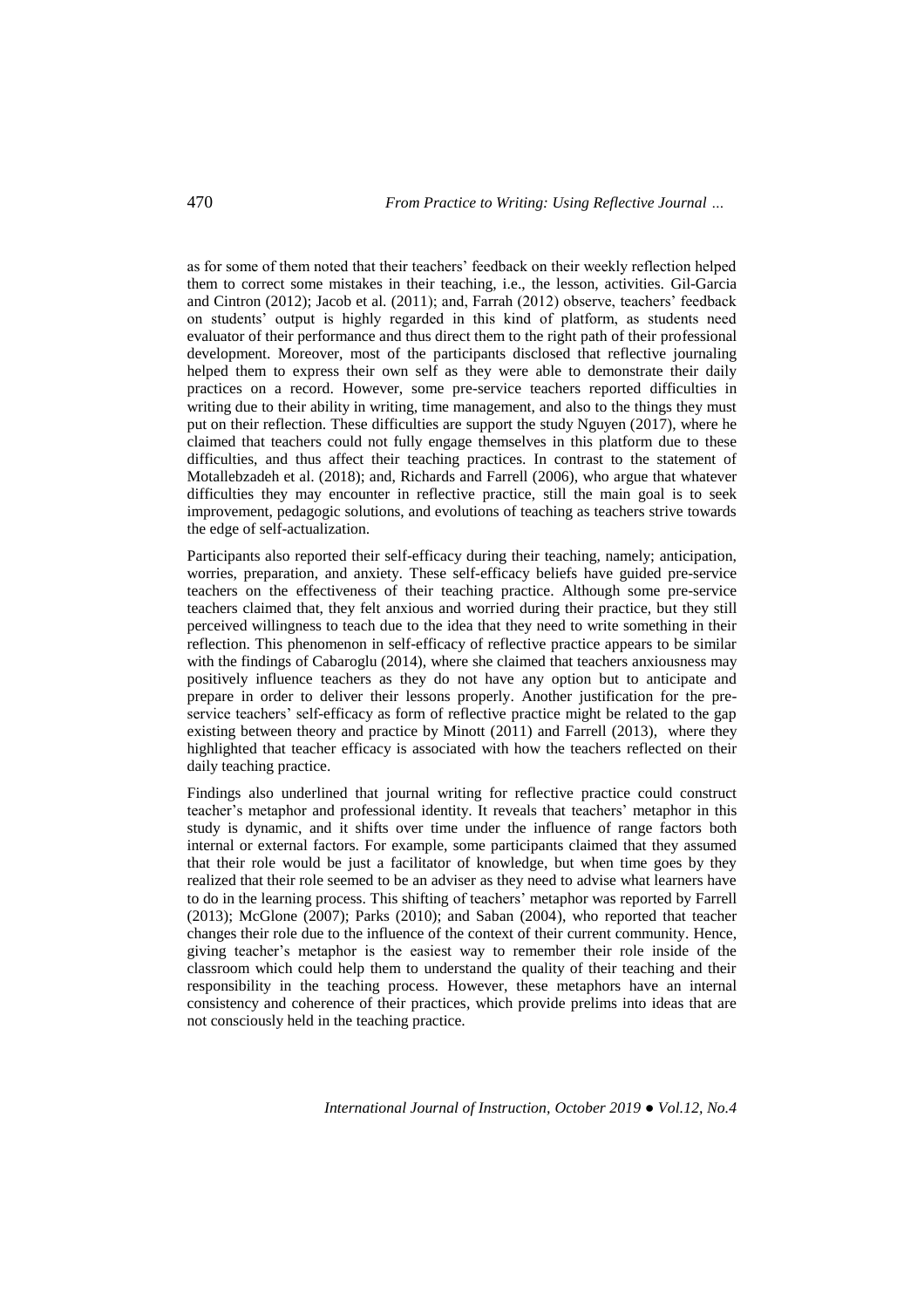as for some of them noted that their teachers' feedback on their weekly reflection helped them to correct some mistakes in their teaching, i.e., the lesson, activities. Gil-Garcia and Cintron (2012); Jacob et al. (2011); and, Farrah (2012) observe, teachers' feedback on students' output is highly regarded in this kind of platform, as students need evaluator of their performance and thus direct them to the right path of their professional development. Moreover, most of the participants disclosed that reflective journaling helped them to express their own self as they were able to demonstrate their daily practices on a record. However, some pre-service teachers reported difficulties in writing due to their ability in writing, time management, and also to the things they must put on their reflection. These difficulties are support the study Nguyen (2017), where he claimed that teachers could not fully engage themselves in this platform due to these difficulties, and thus affect their teaching practices. In contrast to the statement of Motallebzadeh et al. (2018); and, Richards and Farrell (2006), who argue that whatever difficulties they may encounter in reflective practice, still the main goal is to seek improvement, pedagogic solutions, and evolutions of teaching as teachers strive towards the edge of self-actualization.

Participants also reported their self-efficacy during their teaching, namely; anticipation, worries, preparation, and anxiety. These self-efficacy beliefs have guided pre-service teachers on the effectiveness of their teaching practice. Although some pre-service teachers claimed that, they felt anxious and worried during their practice, but they still perceived willingness to teach due to the idea that they need to write something in their reflection. This phenomenon in self-efficacy of reflective practice appears to be similar with the findings of Cabaroglu (2014), where she claimed that teachers anxiousness may positively influence teachers as they do not have any option but to anticipate and prepare in order to deliver their lessons properly. Another justification for the pre-service teachers' self-efficacy as form of reflective practice might be related to the gap existing between theory and practice by Minott (2011) and Farrell (2013), where they highlighted that teacher efficacy is associated with how the teachers reflected on their daily teaching practice.

Findings also underlined that journal writing for reflective practice could construct teacher's metaphor and professional identity. It reveals that teachers' metaphor in this study is dynamic, and it shifts over time under the influence of range factors both internal or external factors. For example, some participants claimed that they assumed that their role would be just a facilitator of knowledge, but when time goes by they realized that their role seemed to be an adviser as they need to advise what learners have to do in the learning process. This shifting of teachers' metaphor was reported by Farrell (2013); McGlone (2007); Parks (2010); and Saban (2004), who reported that teacher changes their role due to the influence of the context of their current community. Hence, giving teacher's metaphor is the easiest way to remember their role inside of the classroom which could help them to understand the quality of their teaching and their responsibility in the teaching process. However, these metaphors have an internal consistency and coherence of their practices, which provide prelims into ideas that are not consciously held in the teaching practice.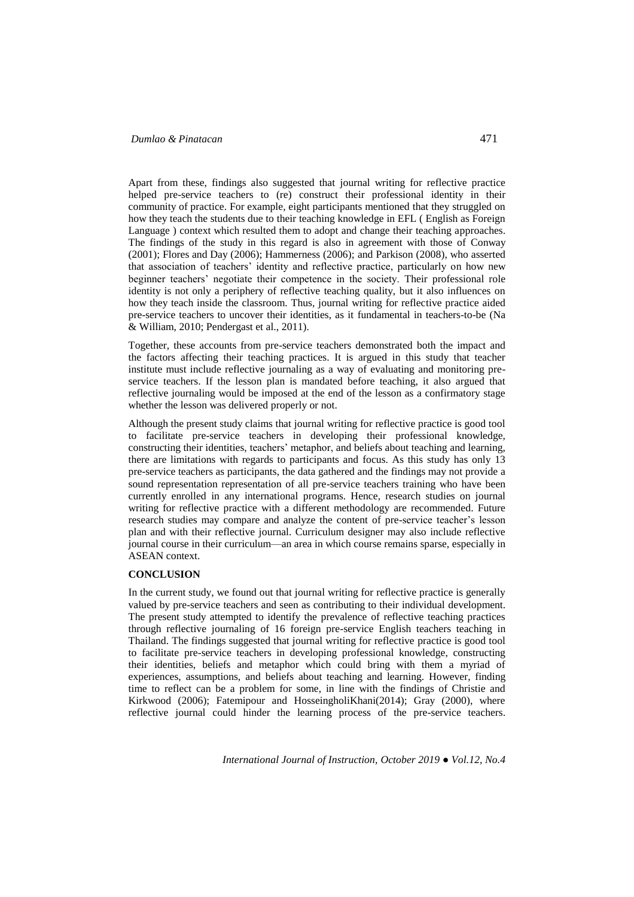Apart from these, findings also suggested that journal writing for reflective practice helped pre-service teachers to (re) construct their professional identity in their community of practice. For example, eight participants mentioned that they struggled on how they teach the students due to their teaching knowledge in EFL ( English as Foreign Language ) context which resulted them to adopt and change their teaching approaches. The findings of the study in this regard is also in agreement with those of Conway (2001); Flores and Day (2006); Hammerness (2006); and Parkison (2008), who asserted that association of teachers' identity and reflective practice, particularly on how new beginner teachers' negotiate their competence in the society. Their professional role identity is not only a periphery of reflective teaching quality, but it also influences on how they teach inside the classroom. Thus, journal writing for reflective practice aided pre-service teachers to uncover their identities, as it fundamental in teachers-to-be (Na & William, 2010; Pendergast et al., 2011).

Together, these accounts from pre-service teachers demonstrated both the impact and the factors affecting their teaching practices. It is argued in this study that teacher institute must include reflective journaling as a way of evaluating and monitoring pre-service teachers. If the lesson plan is mandated before teaching, it also argued that reflective journaling would be imposed at the end of the lesson as a confirmatory stage whether the lesson was delivered properly or not.

Although the present study claims that journal writing for reflective practice is good tool to facilitate pre-service teachers in developing their professional knowledge, constructing their identities, teachers' metaphor, and beliefs about teaching and learning, there are limitations with regards to participants and focus. As this study has only 13 pre-service teachers as participants, the data gathered and the findings may not provide a sound representation representation of all pre-service teachers training who have been currently enrolled in any international programs. Hence, research studies on journal writing for reflective practice with a different methodology are recommended. Future research studies may compare and analyze the content of pre-service teacher's lesson plan and with their reflective journal. Curriculum designer may also include reflective journal course in their curriculum—an area in which course remains sparse, especially in ASEAN context.

## CONCLUSION

In the current study, we found out that journal writing for reflective practice is generally valued by pre-service teachers and seen as contributing to their individual development. The present study attempted to identify the prevalence of reflective teaching practices through reflective journaling of 16 foreign pre-service English teachers teaching in Thailand. The findings suggested that journal writing for reflective practice is good tool to facilitate pre-service teachers in developing professional knowledge, constructing their identities, beliefs and metaphor which could bring with them a myriad of experiences, assumptions, and beliefs about teaching and learning. However, finding time to reflect can be a problem for some, in line with the findings of Christie and Kirkwood (2006); Fatemipour and HosseingholiKhani(2014); Gray (2000), where reflective journal could hinder the learning process of the pre-service teachers.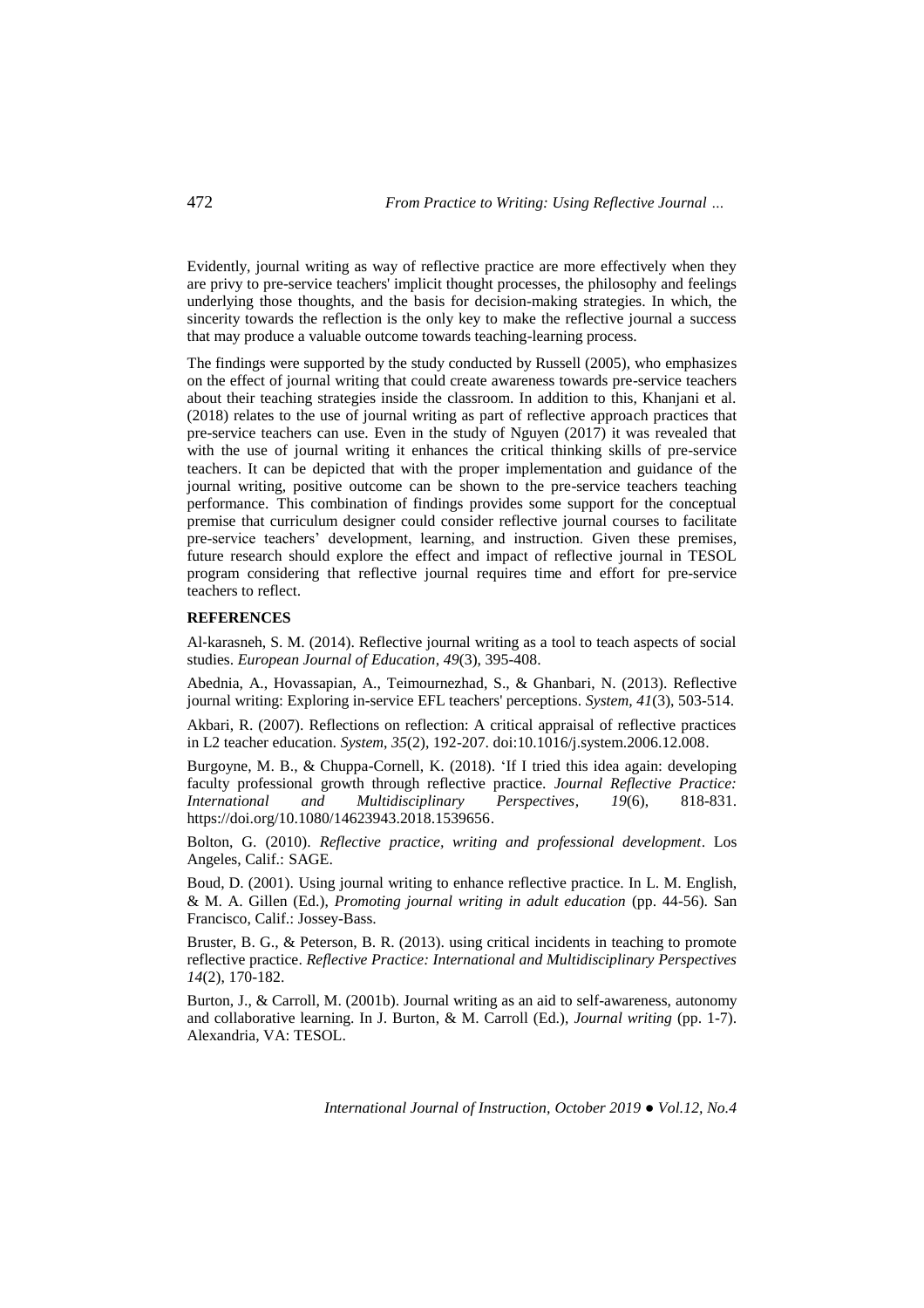Evidently, journal writing as way of reflective practice are more effectively when they are privy to pre-service teachers' implicit thought processes, the philosophy and feelings underlying those thoughts, and the basis for decision-making strategies. In which, the sincerity towards the reflection is the only key to make the reflective journal a success that may produce a valuable outcome towards teaching-learning process.

The findings were supported by the study conducted by Russell (2005), who emphasizes on the effect of journal writing that could create awareness towards pre-service teachers about their teaching strategies inside the classroom. In addition to this, Khanjani et al. (2018) relates to the use of journal writing as part of reflective approach practices that pre-service teachers can use. Even in the study of Nguyen (2017) it was revealed that with the use of journal writing it enhances the critical thinking skills of pre-service teachers. It can be depicted that with the proper implementation and guidance of the journal writing, positive outcome can be shown to the pre-service teachers teaching performance. This combination of findings provides some support for the conceptual premise that curriculum designer could consider reflective journal courses to facilitate pre-service teachers' development, learning, and instruction. Given these premises, future research should explore the effect and impact of reflective journal in TESOL program considering that reflective journal requires time and effort for pre-service teachers to reflect.

## REFERENCES

Al-karasneh, S. M. (2014). Reflective journal writing as a tool to teach aspects of social studies. *European Journal of Education*, *49*(3), 395-408.

Abednia, A., Hovassapian, A., Teimournezhad, S., & Ghanbari, N. (2013). Reflective journal writing: Exploring in-service EFL teachers' perceptions. *System*, *41*(3), 503-514.

Akbari, R. (2007). Reflections on reflection: A critical appraisal of reflective practices in L2 teacher education. *System*, *35*(2), 192-207. doi:10.1016/j.system.2006.12.008.

Burgoyne, M. B., & Chuppa-Cornell, K. (2018). 'If I tried this idea again: developing faculty professional growth through reflective practice. *Journal Reflective Practice: International and Multidisciplinary Perspectives*, *19*(6), 818-831. https://doi.org/10.1080/14623943.2018.1539656.

Bolton, G. (2010). *Reflective practice, writing and professional development*. Los Angeles, Calif.: SAGE.

Boud, D. (2001). Using journal writing to enhance reflective practice. In L. M. English, & M. A. Gillen (Ed.), *Promoting journal writing in adult education* (pp. 44-56). San Francisco, Calif.: Jossey-Bass.

Bruster, B. G., & Peterson, B. R. (2013). using critical incidents in teaching to promote reflective practice. *Reflective Practice: International and Multidisciplinary Perspectives 14*(2), 170-182.

Burton, J., & Carroll, M. (2001b). Journal writing as an aid to self-awareness, autonomy and collaborative learning. In J. Burton, & M. Carroll (Ed.), *Journal writing* (pp. 1-7). Alexandria, VA: TESOL.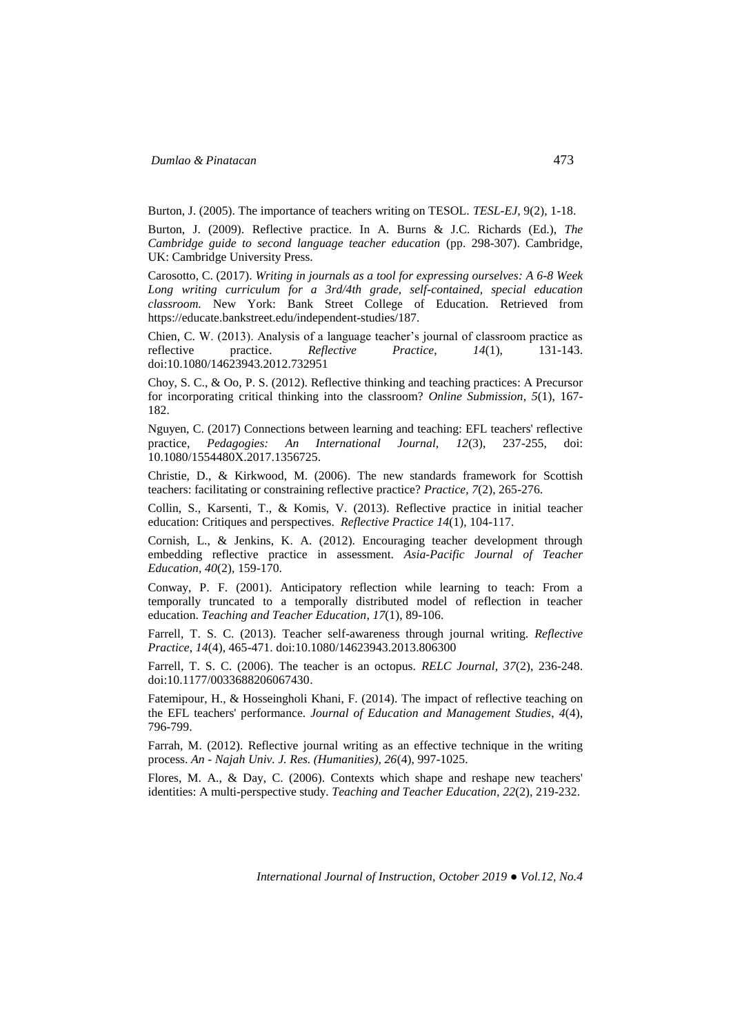Burton, J. (2005). The importance of teachers writing on TESOL. *TESL-EJ*, 9(2), 1-18.

Burton, J. (2009). Reflective practice. In A. Burns & J.C. Richards (Ed.), *The Cambridge guide to second language teacher education* (pp. 298-307). Cambridge, UK: Cambridge University Press.

Carosotto, C. (2017). *Writing in journals as a tool for expressing ourselves: A 6-8 Week Long writing curriculum for a 3rd/4th grade, self-contained, special education classroom.* New York: Bank Street College of Education. Retrieved from https://educate.bankstreet.edu/independent-studies/187.

Chien, C. W. (2013). Analysis of a language teacher's journal of classroom practice as reflective practice. *Reflective Practice*, *14*(1), 131-143. doi:10.1080/14623943.2012.732951

Choy, S. C., & Oo, P. S. (2012). Reflective thinking and teaching practices: A Precursor for incorporating critical thinking into the classroom? *Online Submission*, *5*(1), 167-182.

Nguyen, C. (2017) Connections between learning and teaching: EFL teachers' reflective practice, *Pedagogies: An International Journal, 12*(3), 237-255, doi: 10.1080/1554480X.2017.1356725.

Christie, D., & Kirkwood, M. (2006). The new standards framework for Scottish teachers: facilitating or constraining reflective practice? *Practice*, *7*(2), 265-276.

Collin, S., Karsenti, T., & Komis, V. (2013). Reflective practice in initial teacher education: Critiques and perspectives. *Reflective Practice 14*(1), 104-117.

Cornish, L., & Jenkins, K. A. (2012). Encouraging teacher development through embedding reflective practice in assessment. *Asia-Pacific Journal of Teacher Education*, *40*(2), 159-170.

Conway, P. F. (2001). Anticipatory reflection while learning to teach: From a temporally truncated to a temporally distributed model of reflection in teacher education. *Teaching and Teacher Education, 17*(1), 89-106.

Farrell, T. S. C. (2013). Teacher self-awareness through journal writing. *Reflective Practice*, *14*(4), 465-471. doi:10.1080/14623943.2013.806300

Farrell, T. S. C. (2006). The teacher is an octopus. *RELC Journal, 37*(2), 236-248. doi:10.1177/0033688206067430.

Fatemipour, H., & Hosseingholi Khani, F. (2014). The impact of reflective teaching on the EFL teachers' performance. *Journal of Education and Management Studies*, *4*(4), 796-799.

Farrah, M. (2012). Reflective journal writing as an effective technique in the writing process. *An - Najah Univ. J. Res. (Humanities), 26*(4), 997-1025.

Flores, M. A., & Day, C. (2006). Contexts which shape and reshape new teachers' identities: A multi-perspective study. *Teaching and Teacher Education, 22*(2), 219-232.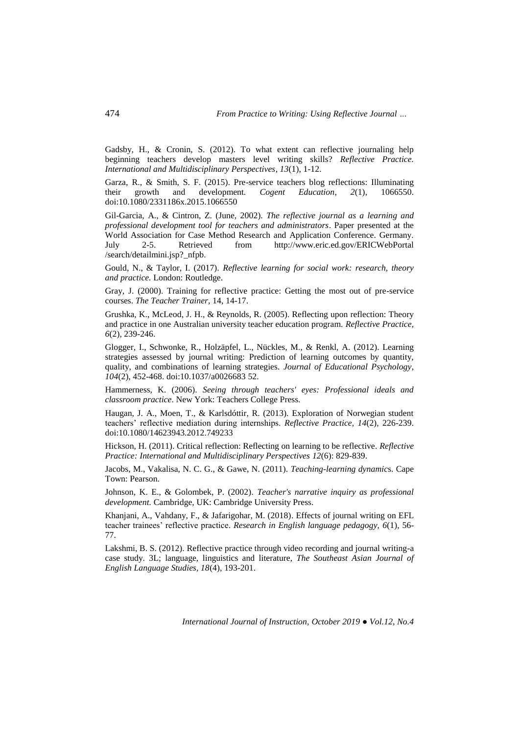Gadsby, H., & Cronin, S. (2012). To what extent can reflective journaling help beginning teachers develop masters level writing skills? *Reflective Practice. International and Multidisciplinary Perspectives*, *13*(1), 1-12.

Garza, R., & Smith, S. F. (2015). Pre-service teachers blog reflections: Illuminating their growth and development. *Cogent Education*, *2*(1), 1066550. doi:10.1080/2331186x.2015.1066550

Gil-Garcia, A., & Cintron, Z. (June, 2002). *The reflective journal as a learning and professional development tool for teachers and administrators*. Paper presented at the World Association for Case Method Research and Application Conference. Germany. July 2-5. Retrieved from http://www.eric.ed.gov/ERICWebPortal /search/detailmini.jsp?_nfpb.

Gould, N., & Taylor, I. (2017). *Reflective learning for social work: research, theory and practice.* London: Routledge.

Gray, J. (2000). Training for reflective practice: Getting the most out of pre-service courses. *The Teacher Trainer,* 14, 14-17.

Grushka, K., McLeod, J. H., & Reynolds, R. (2005). Reflecting upon reflection: Theory and practice in one Australian university teacher education program. *Reflective Practice, 6*(2), 239-246.

Glogger, I., Schwonke, R., Holzäpfel, L., Nückles, M., & Renkl, A. (2012). Learning strategies assessed by journal writing: Prediction of learning outcomes by quantity, quality, and combinations of learning strategies. *Journal of Educational Psychology*, *104*(2), 452-468. doi:10.1037/a0026683 52.

Hammerness, K. (2006). *Seeing through teachers' eyes: Professional ideals and classroom practice*. New York: Teachers College Press.

Haugan, J. A., Moen, T., & Karlsdóttir, R. (2013). Exploration of Norwegian student teachers' reflective mediation during internships. *Reflective Practice*, *14*(2), 226-239. doi:10.1080/14623943.2012.749233

Hickson, H. (2011). Critical reflection: Reflecting on learning to be reflective. *Reflective Practice: International and Multidisciplinary Perspectives 12*(6): 829-839.

Jacobs, M., Vakalisa, N. C. G., & Gawe, N. (2011). *Teaching-learning dynamics.* Cape Town: Pearson.

Johnson, K. E., & Golombek, P. (2002). *Teacher's narrative inquiry as professional development.* Cambridge, UK: Cambridge University Press.

Khanjani, A., Vahdany, F., & Jafarigohar, M. (2018). Effects of journal writing on EFL teacher trainees' reflective practice. *Research in English language pedagogy, 6*(1), 56-77.

Lakshmi, B. S. (2012). Reflective practice through video recording and journal writing-a case study. 3L; language, linguistics and literature, *The Southeast Asian Journal of English Language Studies*, *18*(4), 193-201.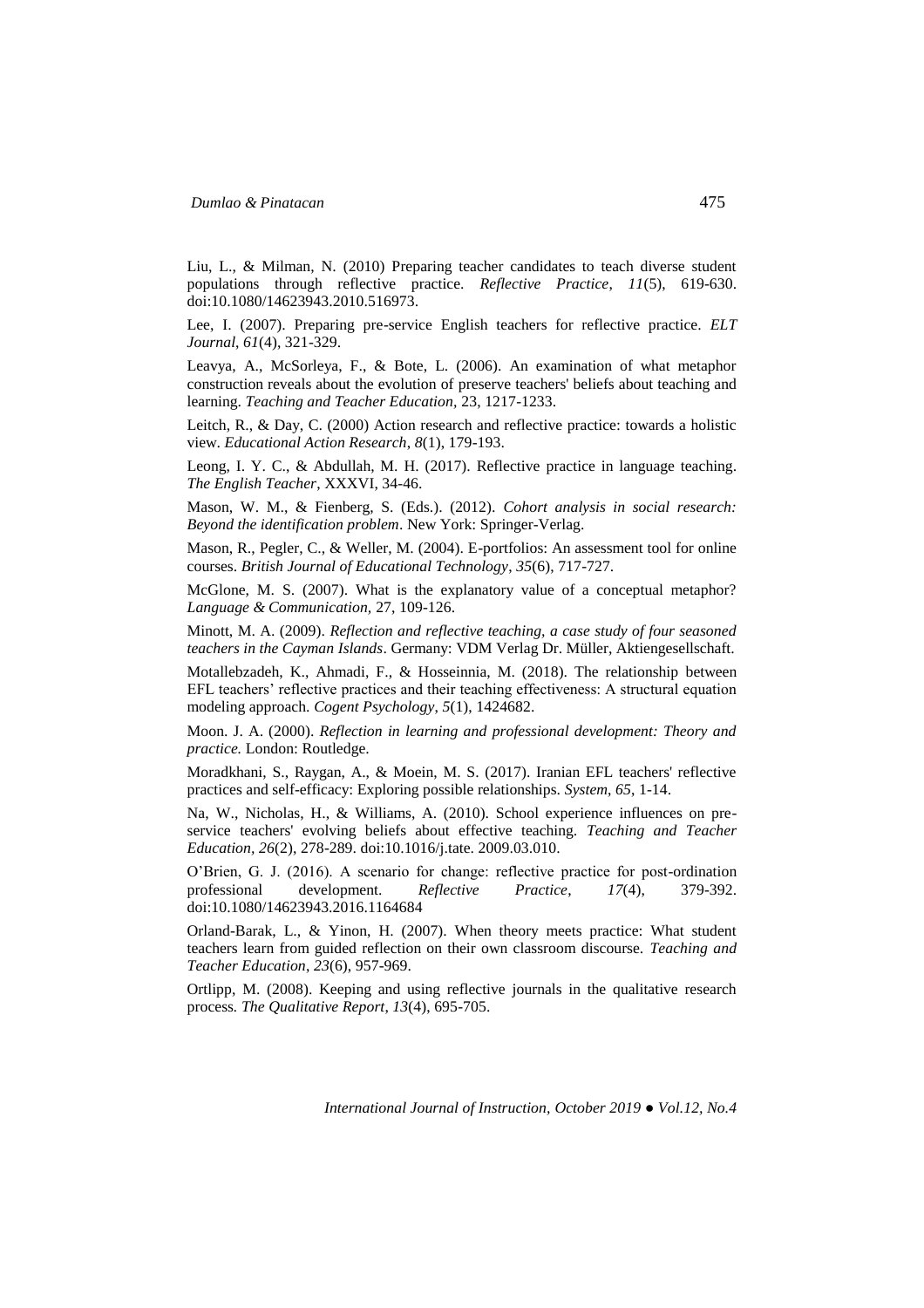Liu, L., & Milman, N. (2010) Preparing teacher candidates to teach diverse student populations through reflective practice. *Reflective Practice, 11*(5), 619-630. doi:10.1080/14623943.2010.516973.

Lee, I. (2007). Preparing pre-service English teachers for reflective practice. *ELT Journal, 61*(4), 321-329.

Leavya, A., McSorleya, F., & Bote, L. (2006). An examination of what metaphor construction reveals about the evolution of preserve teachers' beliefs about teaching and learning. *Teaching and Teacher Education,* 23, 1217-1233.

Leitch, R., & Day, C. (2000) Action research and reflective practice: towards a holistic view. *Educational Action Research, 8*(1), 179-193.

Leong, I. Y. C., & Abdullah, M. H. (2017). Reflective practice in language teaching. *The English Teacher*, XXXVI, 34-46.

Mason, W. M., & Fienberg, S. (Eds.). (2012). *Cohort analysis in social research: Beyond the identification problem*. New York: Springer-Verlag.

Mason, R., Pegler, C., & Weller, M. (2004). E-portfolios: An assessment tool for online courses. *British Journal of Educational Technology, 35*(6), 717-727.

McGlone, M. S. (2007). What is the explanatory value of a conceptual metaphor? *Language & Communication,* 27, 109-126.

Minott, M. A. (2009). *Reflection and reflective teaching, a case study of four seasoned teachers in the Cayman Islands*. Germany: VDM Verlag Dr. Müller, Aktiengesellschaft.

Motallebzadeh, K., Ahmadi, F., & Hosseinnia, M. (2018). The relationship between EFL teachers' reflective practices and their teaching effectiveness: A structural equation modeling approach. *Cogent Psychology, 5*(1), 1424682.

Moon. J. A. (2000). *Reflection in learning and professional development: Theory and practice.* London: Routledge.

Moradkhani, S., Raygan, A., & Moein, M. S. (2017). Iranian EFL teachers' reflective practices and self-efficacy: Exploring possible relationships. *System, 65*, 1-14.

Na, W., Nicholas, H., & Williams, A. (2010). School experience influences on pre-service teachers' evolving beliefs about effective teaching. *Teaching and Teacher Education, 26*(2), 278-289. doi:10.1016/j.tate. 2009.03.010.

O'Brien, G. J. (2016). A scenario for change: reflective practice for post-ordination professional development. *Reflective Practice, 17*(4), 379-392. doi:10.1080/14623943.2016.1164684

Orland-Barak, L., & Yinon, H. (2007). When theory meets practice: What student teachers learn from guided reflection on their own classroom discourse. *Teaching and Teacher Education, 23*(6), 957-969.

Ortlipp, M. (2008). Keeping and using reflective journals in the qualitative research process. *The Qualitative Report, 13*(4), 695-705.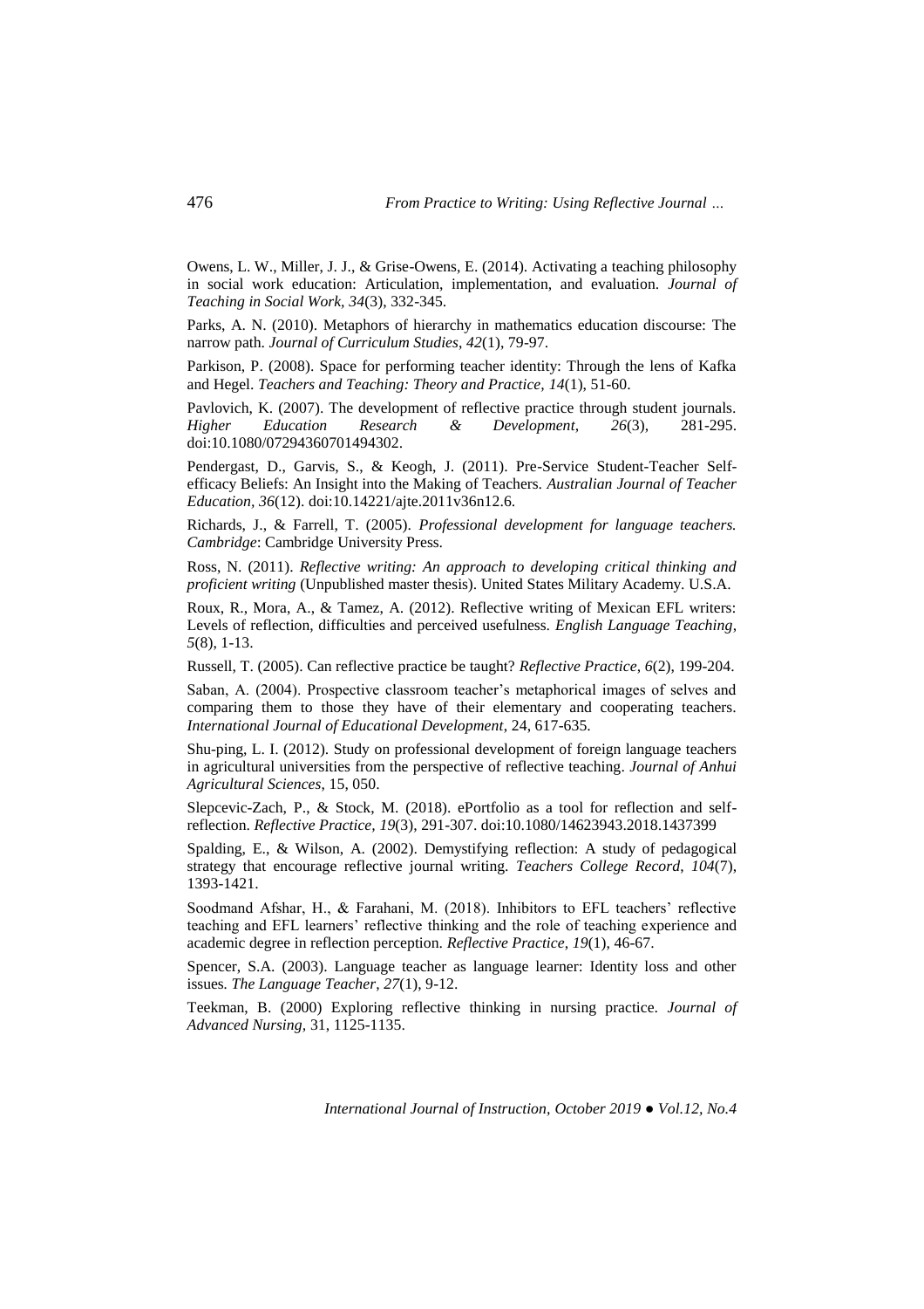Owens, L. W., Miller, J. J., & Grise-Owens, E. (2014). Activating a teaching philosophy in social work education: Articulation, implementation, and evaluation. *Journal of Teaching in Social Work*, *34*(3), 332-345.

Parks, A. N. (2010). Metaphors of hierarchy in mathematics education discourse: The narrow path. *Journal of Curriculum Studies*, *42*(1), 79-97.

Parkison, P. (2008). Space for performing teacher identity: Through the lens of Kafka and Hegel. *Teachers and Teaching: Theory and Practice, 14*(1), 51-60.

Pavlovich, K. (2007). The development of reflective practice through student journals. *Higher Education Research & Development*, *26*(3), 281-295. doi:10.1080/07294360701494302.

Pendergast, D., Garvis, S., & Keogh, J. (2011). Pre-Service Student-Teacher Self-efficacy Beliefs: An Insight into the Making of Teachers. *Australian Journal of Teacher Education, 36*(12). doi:10.14221/ajte.2011v36n12.6.

Richards, J., & Farrell, T. (2005). *Professional development for language teachers. Cambridge*: Cambridge University Press.

Ross, N. (2011). *Reflective writing: An approach to developing critical thinking and proficient writing* (Unpublished master thesis). United States Military Academy. U.S.A.

Roux, R., Mora, A., & Tamez, A. (2012). Reflective writing of Mexican EFL writers: Levels of reflection, difficulties and perceived usefulness. *English Language Teaching*, *5*(8), 1-13.

Russell, T. (2005). Can reflective practice be taught? *Reflective Practice*, *6*(2), 199-204.

Saban, A. (2004). Prospective classroom teacher's metaphorical images of selves and comparing them to those they have of their elementary and cooperating teachers. *International Journal of Educational Development*, 24, 617-635.

Shu-ping, L. I. (2012). Study on professional development of foreign language teachers in agricultural universities from the perspective of reflective teaching. *Journal of Anhui Agricultural Sciences,* 15, 050.

Slepcevic-Zach, P., & Stock, M. (2018). ePortfolio as a tool for reflection and self-reflection. *Reflective Practice*, *19*(3), 291-307. doi:10.1080/14623943.2018.1437399

Spalding, E., & Wilson, A. (2002). Demystifying reflection: A study of pedagogical strategy that encourage reflective journal writing. *Teachers College Record*, *104*(7), 1393-1421.

Soodmand Afshar, H., & Farahani, M. (2018). Inhibitors to EFL teachers' reflective teaching and EFL learners' reflective thinking and the role of teaching experience and academic degree in reflection perception. *Reflective Practice*, *19*(1), 46-67.

Spencer, S.A. (2003). Language teacher as language learner: Identity loss and other issues. *The Language Teacher*, *27*(1), 9-12.

Teekman, B. (2000) Exploring reflective thinking in nursing practice. *Journal of Advanced Nursing,* 31, 1125-1135.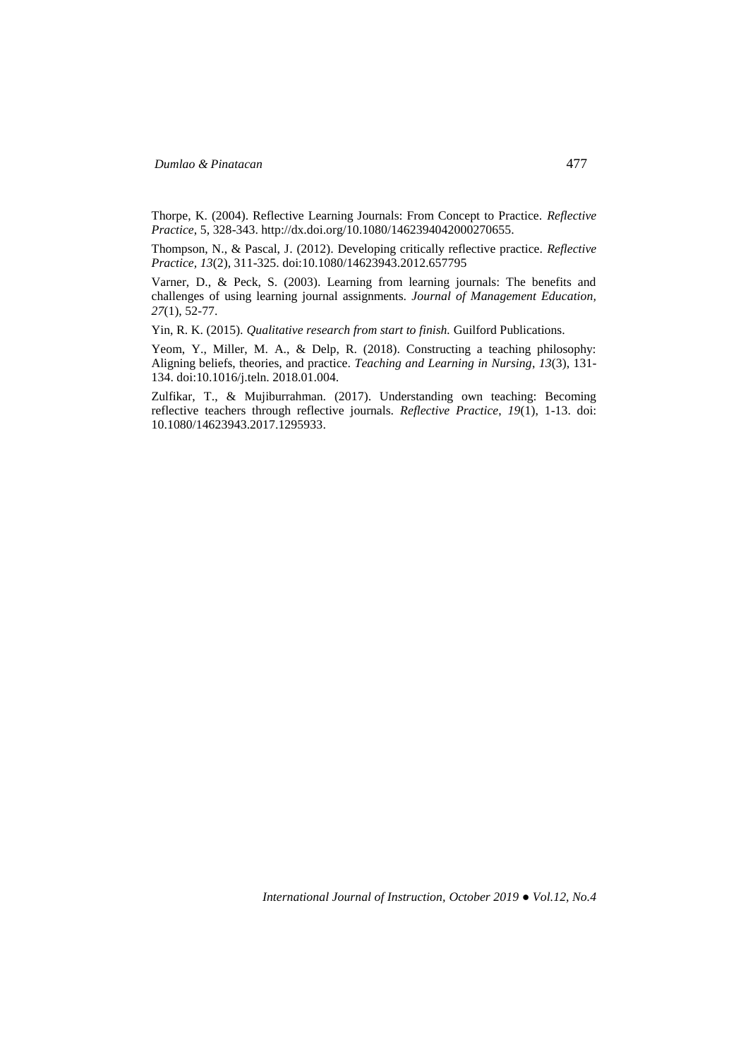Thorpe, K. (2004). Reflective Learning Journals: From Concept to Practice. *Reflective Practice*, 5, 328-343. http://dx.doi.org/10.1080/1462394042000270655.

Thompson, N., & Pascal, J. (2012). Developing critically reflective practice. *Reflective Practice, 13*(2), 311-325. doi:10.1080/14623943.2012.657795

Varner, D., & Peck, S. (2003). Learning from learning journals: The benefits and challenges of using learning journal assignments. *Journal of Management Education, 27*(1), 52-77.

Yin, R. K. (2015). *Qualitative research from start to finish.* Guilford Publications.

Yeom, Y., Miller, M. A., & Delp, R. (2018). Constructing a teaching philosophy: Aligning beliefs, theories, and practice. *Teaching and Learning in Nursing*, *13*(3), 131-134. doi:10.1016/j.teln. 2018.01.004.

Zulfikar, T., & Mujiburrahman. (2017). Understanding own teaching: Becoming reflective teachers through reflective journals. *Reflective Practice*, *19*(1), 1-13. doi: 10.1080/14623943.2017.1295933.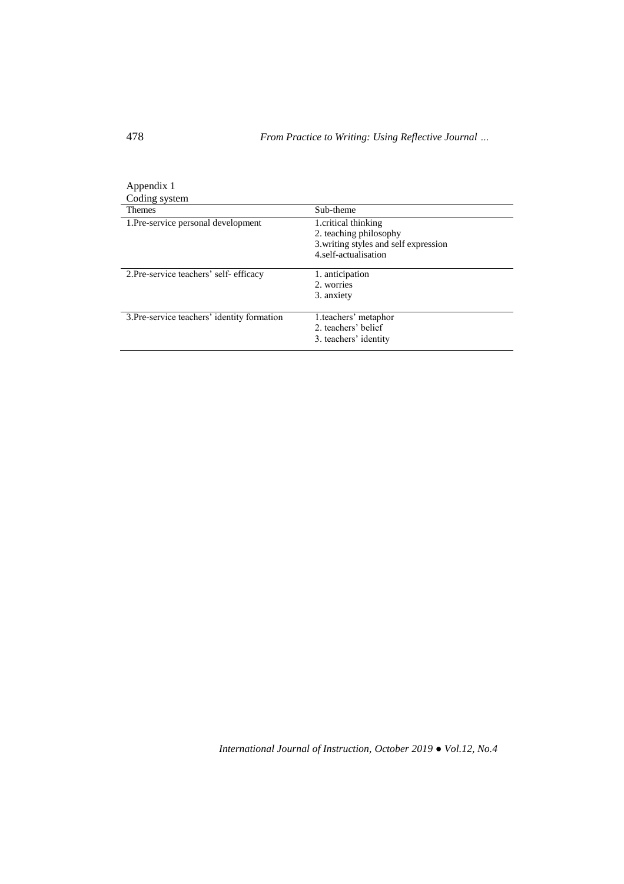Appendix 1

Coding system

| Themes | Sub-theme |
|---|---|
| 1.Pre-service personal development | 1.critical thinking<br>2. teaching philosophy<br>3.writing styles and self expression<br>4.self-actualisation |
| 2.Pre-service teachers' self- efficacy | 1. anticipation<br>2. worries<br>3. anxiety |
| 3.Pre-service teachers' identity formation | 1.teachers' metaphor<br>2. teachers' belief<br>3. teachers' identity |